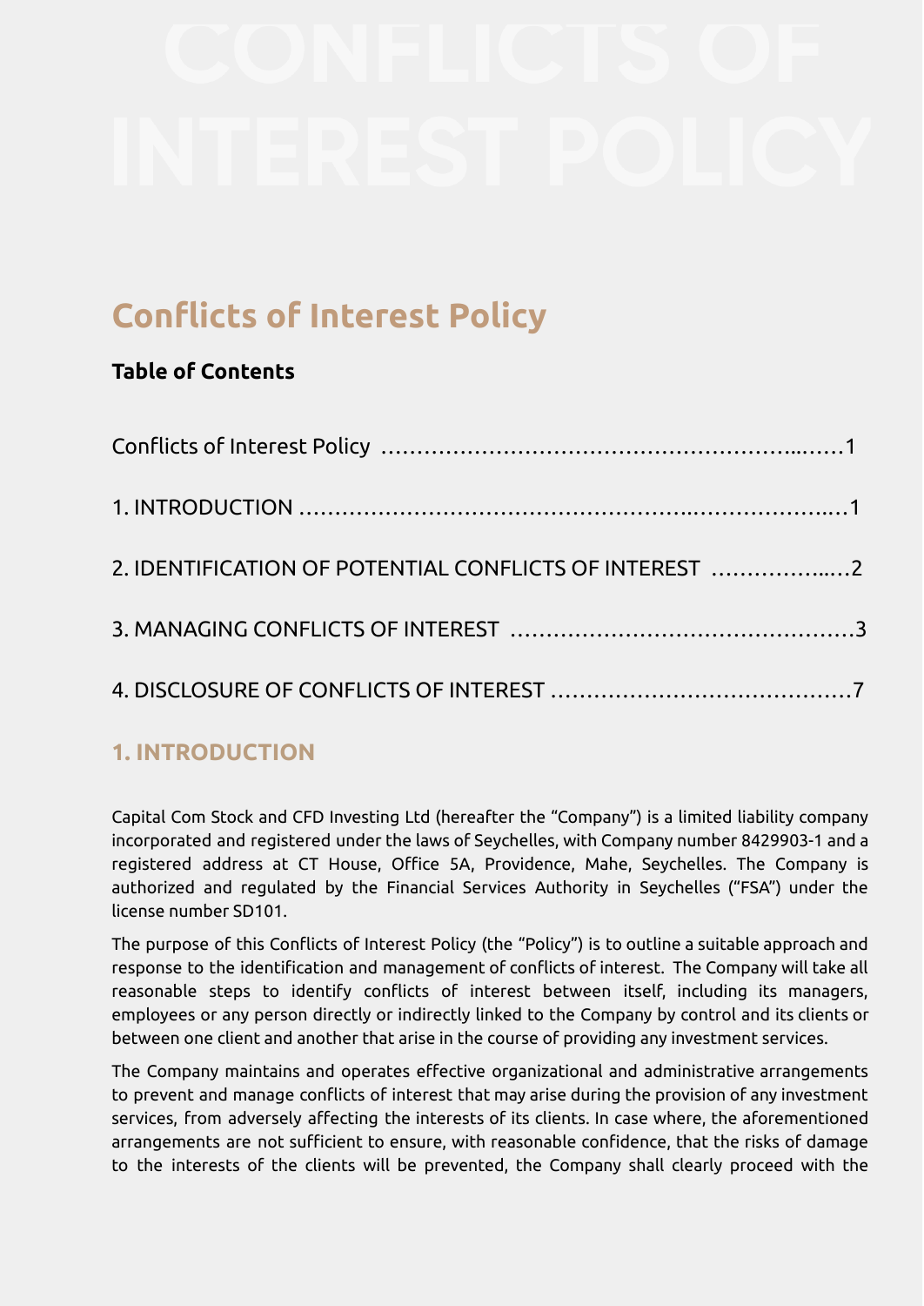# Conflicts of Interest Policy

**Table of Contents**

Conflicts of Interest Policy ……………………………………………….……1

1. INTRODUCTION ……………………………………………..………………..…1

2. IDENTIFICATION OF POTENTIAL CONFLICTS OF INTEREST ……………...…2

3. MANAGING CONFLICTS OF INTEREST …………………………………………3

4. DISCLOSURE OF CONFLICTS OF INTEREST ……………………………………7

## 1. INTRODUCTION

Capital Com Stock and CFD Investing Ltd (hereafter the "Company") is a limited liability company incorporated and registered under the laws of Seychelles, with Company number 8429903-1 and a registered address at CT House, Office 5A, Providence, Mahe, Seychelles. The Company is authorized and regulated by the Financial Services Authority in Seychelles ("FSA") under the license number SD101.

The purpose of this Conflicts of Interest Policy (the "Policy") is to outline a suitable approach and response to the identification and management of conflicts of interest. The Company will take all reasonable steps to identify conflicts of interest between itself, including its managers, employees or any person directly or indirectly linked to the Company by control and its clients or between one client and another that arise in the course of providing any investment services.

The Company maintains and operates effective organizational and administrative arrangements to prevent and manage conflicts of interest that may arise during the provision of any investment services, from adversely affecting the interests of its clients. In case where, the aforementioned arrangements are not sufficient to ensure, with reasonable confidence, that the risks of damage to the interests of the clients will be prevented, the Company shall clearly proceed with the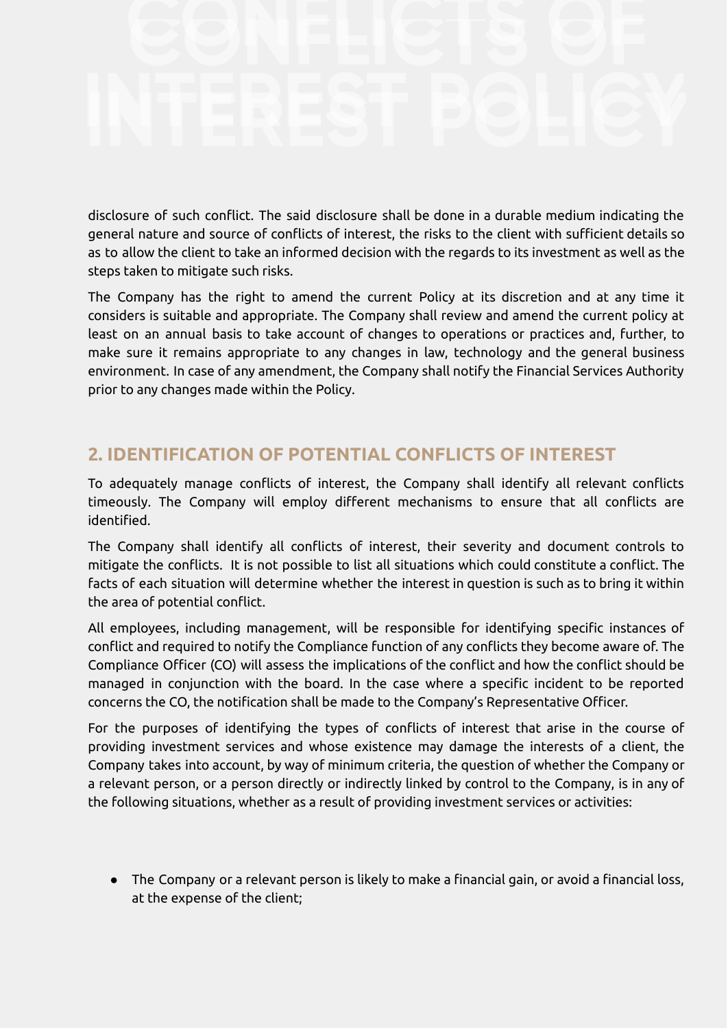disclosure of such conflict. The said disclosure shall be done in a durable medium indicating the general nature and source of conflicts of interest, the risks to the client with sufficient details so as to allow the client to take an informed decision with the regards to its investment as well as the steps taken to mitigate such risks.

The Company has the right to amend the current Policy at its discretion and at any time it considers is suitable and appropriate. The Company shall review and amend the current policy at least on an annual basis to take account of changes to operations or practices and, further, to make sure it remains appropriate to any changes in law, technology and the general business environment. In case of any amendment, the Company shall notify the Financial Services Authority prior to any changes made within the Policy.

## 2. IDENTIFICATION OF POTENTIAL CONFLICTS OF INTEREST

To adequately manage conflicts of interest, the Company shall identify all relevant conflicts timeously. The Company will employ different mechanisms to ensure that all conflicts are identified.

The Company shall identify all conflicts of interest, their severity and document controls to mitigate the conflicts. It is not possible to list all situations which could constitute a conflict. The facts of each situation will determine whether the interest in question is such as to bring it within the area of potential conflict.

All employees, including management, will be responsible for identifying specific instances of conflict and required to notify the Compliance function of any conflicts they become aware of. The Compliance Officer (CO) will assess the implications of the conflict and how the conflict should be managed in conjunction with the board. In the case where a specific incident to be reported concerns the CO, the notification shall be made to the Company's Representative Officer.

For the purposes of identifying the types of conflicts of interest that arise in the course of providing investment services and whose existence may damage the interests of a client, the Company takes into account, by way of minimum criteria, the question of whether the Company or a relevant person, or a person directly or indirectly linked by control to the Company, is in any of the following situations, whether as a result of providing investment services or activities:

- The Company or a relevant person is likely to make a financial gain, or avoid a financial loss, at the expense of the client;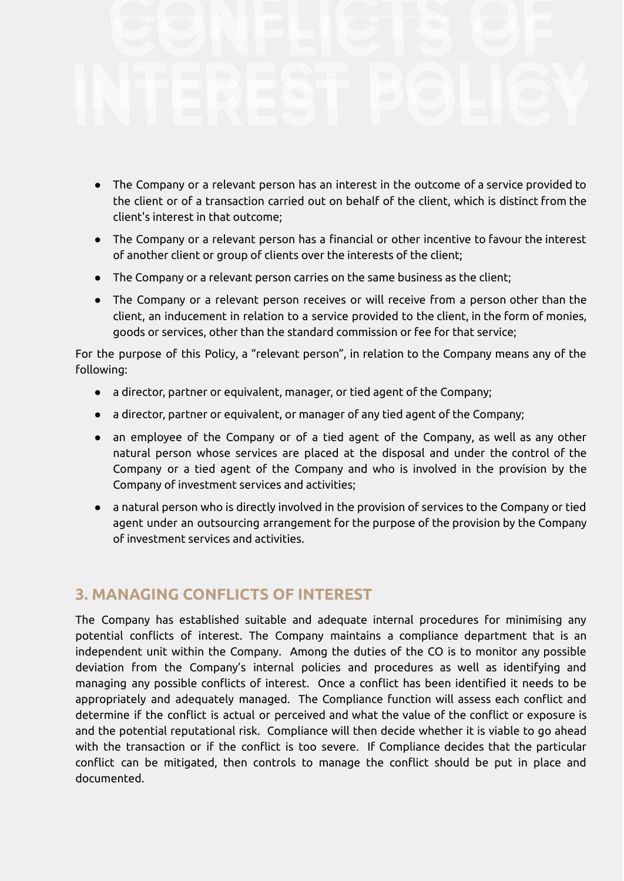- The Company or a relevant person has an interest in the outcome of a service provided to the client or of a transaction carried out on behalf of the client, which is distinct from the client's interest in that outcome;
- The Company or a relevant person has a financial or other incentive to favour the interest of another client or group of clients over the interests of the client;
- The Company or a relevant person carries on the same business as the client;
- The Company or a relevant person receives or will receive from a person other than the client, an inducement in relation to a service provided to the client, in the form of monies, goods or services, other than the standard commission or fee for that service;

For the purpose of this Policy, a "relevant person", in relation to the Company means any of the following:

- a director, partner or equivalent, manager, or tied agent of the Company;
- a director, partner or equivalent, or manager of any tied agent of the Company;
- an employee of the Company or of a tied agent of the Company, as well as any other natural person whose services are placed at the disposal and under the control of the Company or a tied agent of the Company and who is involved in the provision by the Company of investment services and activities;
- a natural person who is directly involved in the provision of services to the Company or tied agent under an outsourcing arrangement for the purpose of the provision by the Company of investment services and activities.

## 3. MANAGING CONFLICTS OF INTEREST

The Company has established suitable and adequate internal procedures for minimising any potential conflicts of interest. The Company maintains a compliance department that is an independent unit within the Company. Among the duties of the CO is to monitor any possible deviation from the Company's internal policies and procedures as well as identifying and managing any possible conflicts of interest. Once a conflict has been identified it needs to be appropriately and adequately managed. The Compliance function will assess each conflict and determine if the conflict is actual or perceived and what the value of the conflict or exposure is and the potential reputational risk. Compliance will then decide whether it is viable to go ahead with the transaction or if the conflict is too severe. If Compliance decides that the particular conflict can be mitigated, then controls to manage the conflict should be put in place and documented.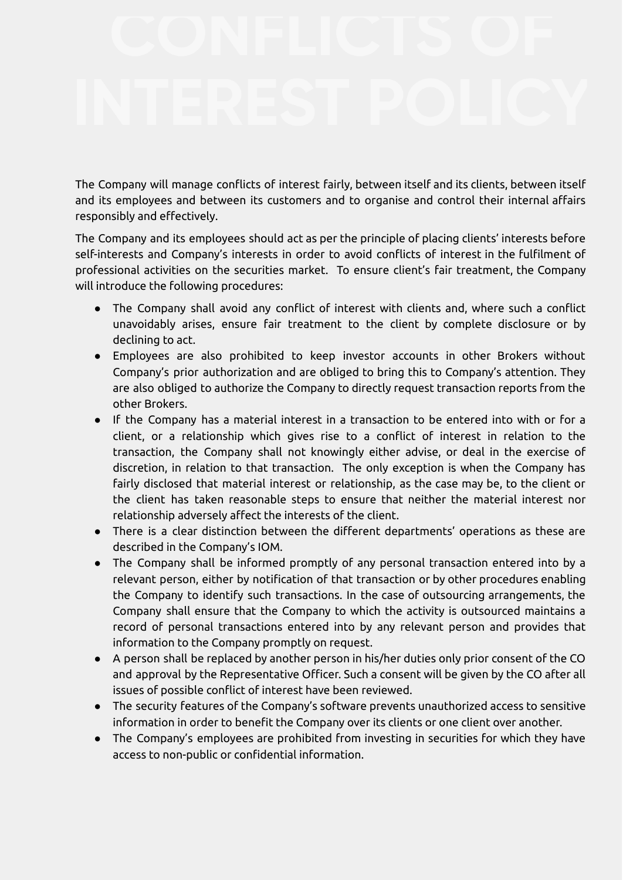# CONFLICTS OF INTEREST POLICY

The Company will manage conflicts of interest fairly, between itself and its clients, between itself and its employees and between its customers and to organise and control their internal affairs responsibly and effectively.

The Company and its employees should act as per the principle of placing clients' interests before self-interests and Company's interests in order to avoid conflicts of interest in the fulfilment of professional activities on the securities market. To ensure client's fair treatment, the Company will introduce the following procedures:

- The Company shall avoid any conflict of interest with clients and, where such a conflict unavoidably arises, ensure fair treatment to the client by complete disclosure or by declining to act.
- Employees are also prohibited to keep investor accounts in other Brokers without Company's prior authorization and are obliged to bring this to Company's attention. They are also obliged to authorize the Company to directly request transaction reports from the other Brokers.
- If the Company has a material interest in a transaction to be entered into with or for a client, or a relationship which gives rise to a conflict of interest in relation to the transaction, the Company shall not knowingly either advise, or deal in the exercise of discretion, in relation to that transaction. The only exception is when the Company has fairly disclosed that material interest or relationship, as the case may be, to the client or the client has taken reasonable steps to ensure that neither the material interest nor relationship adversely affect the interests of the client.
- There is a clear distinction between the different departments' operations as these are described in the Company's IOM.
- The Company shall be informed promptly of any personal transaction entered into by a relevant person, either by notification of that transaction or by other procedures enabling the Company to identify such transactions. In the case of outsourcing arrangements, the Company shall ensure that the Company to which the activity is outsourced maintains a record of personal transactions entered into by any relevant person and provides that information to the Company promptly on request.
- A person shall be replaced by another person in his/her duties only prior consent of the CO and approval by the Representative Officer. Such a consent will be given by the CO after all issues of possible conflict of interest have been reviewed.
- The security features of the Company's software prevents unauthorized access to sensitive information in order to benefit the Company over its clients or one client over another.
- The Company's employees are prohibited from investing in securities for which they have access to non-public or confidential information.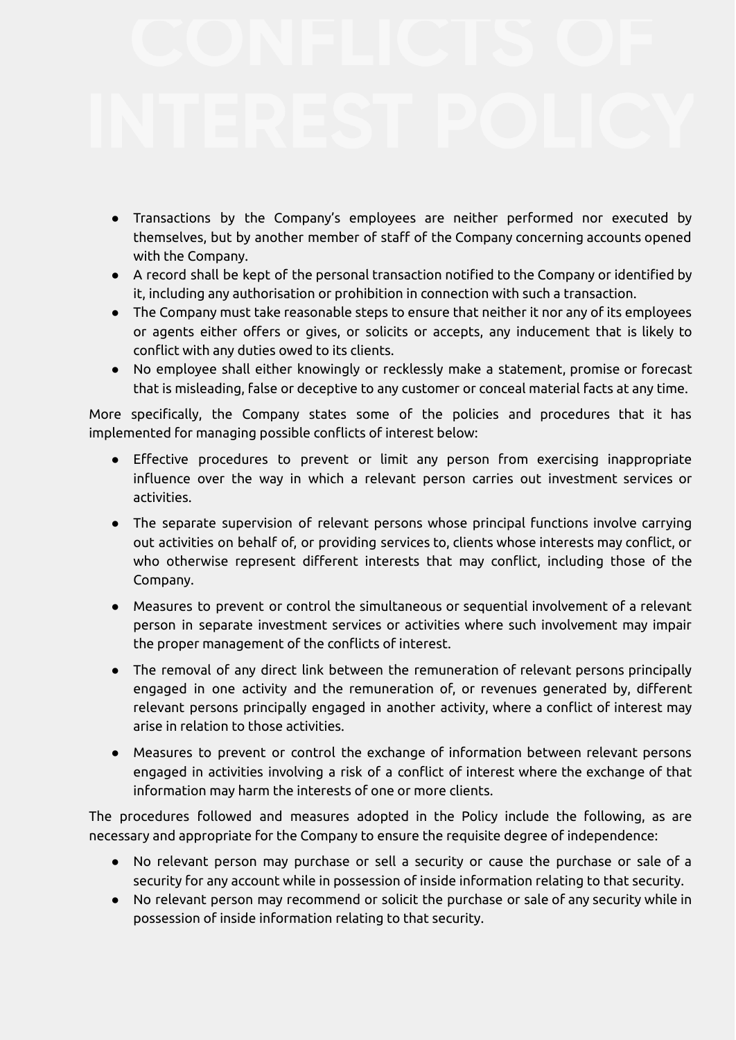- Transactions by the Company's employees are neither performed nor executed by themselves, but by another member of staff of the Company concerning accounts opened with the Company.
- A record shall be kept of the personal transaction notified to the Company or identified by it, including any authorisation or prohibition in connection with such a transaction.
- The Company must take reasonable steps to ensure that neither it nor any of its employees or agents either offers or gives, or solicits or accepts, any inducement that is likely to conflict with any duties owed to its clients.
- No employee shall either knowingly or recklessly make a statement, promise or forecast that is misleading, false or deceptive to any customer or conceal material facts at any time.

More specifically, the Company states some of the policies and procedures that it has implemented for managing possible conflicts of interest below:

- Effective procedures to prevent or limit any person from exercising inappropriate influence over the way in which a relevant person carries out investment services or activities.
- The separate supervision of relevant persons whose principal functions involve carrying out activities on behalf of, or providing services to, clients whose interests may conflict, or who otherwise represent different interests that may conflict, including those of the Company.
- Measures to prevent or control the simultaneous or sequential involvement of a relevant person in separate investment services or activities where such involvement may impair the proper management of the conflicts of interest.
- The removal of any direct link between the remuneration of relevant persons principally engaged in one activity and the remuneration of, or revenues generated by, different relevant persons principally engaged in another activity, where a conflict of interest may arise in relation to those activities.
- Measures to prevent or control the exchange of information between relevant persons engaged in activities involving a risk of a conflict of interest where the exchange of that information may harm the interests of one or more clients.

The procedures followed and measures adopted in the Policy include the following, as are necessary and appropriate for the Company to ensure the requisite degree of independence:

- No relevant person may purchase or sell a security or cause the purchase or sale of a security for any account while in possession of inside information relating to that security.
- No relevant person may recommend or solicit the purchase or sale of any security while in possession of inside information relating to that security.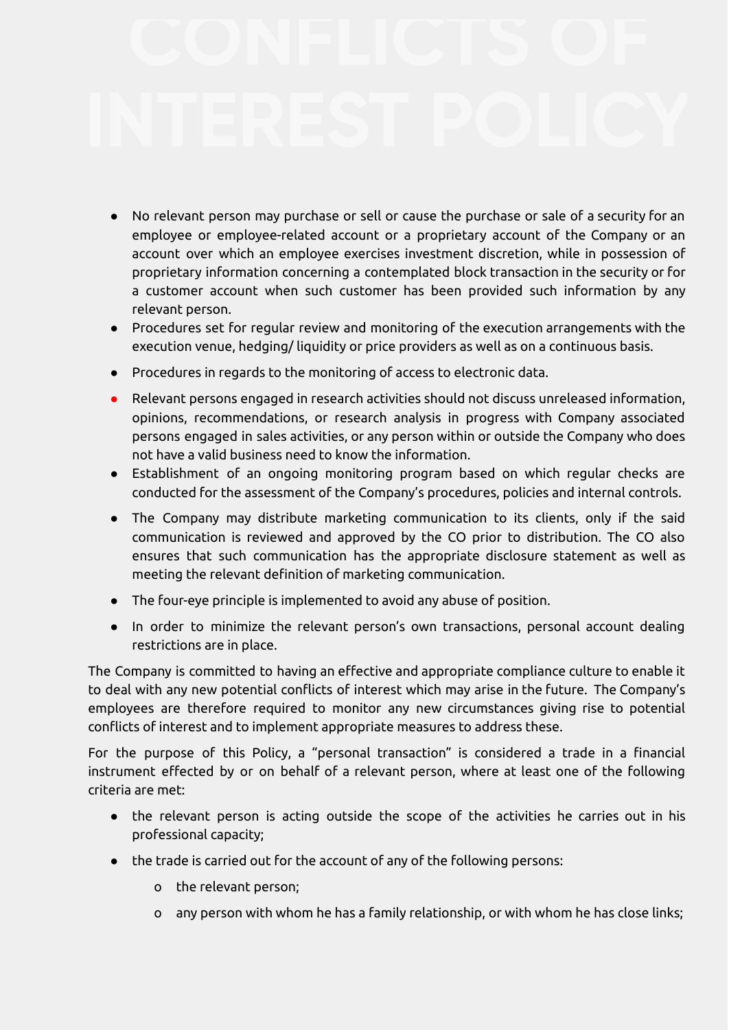- No relevant person may purchase or sell or cause the purchase or sale of a security for an employee or employee-related account or a proprietary account of the Company or an account over which an employee exercises investment discretion, while in possession of proprietary information concerning a contemplated block transaction in the security or for a customer account when such customer has been provided such information by any relevant person.
- Procedures set for regular review and monitoring of the execution arrangements with the execution venue, hedging/ liquidity or price providers as well as on a continuous basis.
- Procedures in regards to the monitoring of access to electronic data.
- Relevant persons engaged in research activities should not discuss unreleased information, opinions, recommendations, or research analysis in progress with Company associated persons engaged in sales activities, or any person within or outside the Company who does not have a valid business need to know the information.
- Establishment of an ongoing monitoring program based on which regular checks are conducted for the assessment of the Company's procedures, policies and internal controls.
- The Company may distribute marketing communication to its clients, only if the said communication is reviewed and approved by the CO prior to distribution. The CO also ensures that such communication has the appropriate disclosure statement as well as meeting the relevant definition of marketing communication.
- The four-eye principle is implemented to avoid any abuse of position.
- In order to minimize the relevant person's own transactions, personal account dealing restrictions are in place.

The Company is committed to having an effective and appropriate compliance culture to enable it to deal with any new potential conflicts of interest which may arise in the future. The Company's employees are therefore required to monitor any new circumstances giving rise to potential conflicts of interest and to implement appropriate measures to address these.

For the purpose of this Policy, a "personal transaction" is considered a trade in a financial instrument effected by or on behalf of a relevant person, where at least one of the following criteria are met:

- the relevant person is acting outside the scope of the activities he carries out in his professional capacity;
- the trade is carried out for the account of any of the following persons:
  - the relevant person;
  - any person with whom he has a family relationship, or with whom he has close links;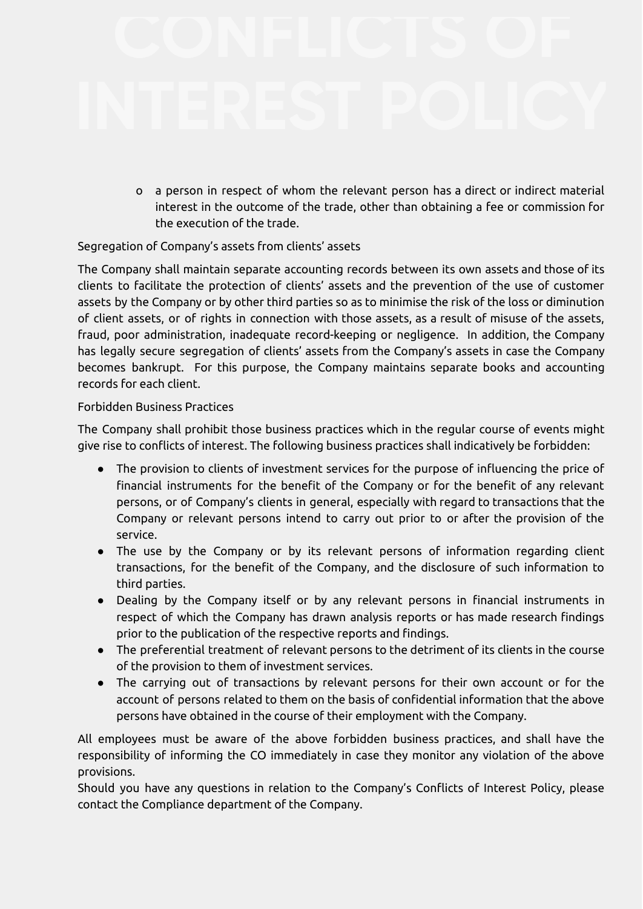- a person in respect of whom the relevant person has a direct or indirect material interest in the outcome of the trade, other than obtaining a fee or commission for the execution of the trade.

Segregation of Company's assets from clients' assets

The Company shall maintain separate accounting records between its own assets and those of its clients to facilitate the protection of clients' assets and the prevention of the use of customer assets by the Company or by other third parties so as to minimise the risk of the loss or diminution of client assets, or of rights in connection with those assets, as a result of misuse of the assets, fraud, poor administration, inadequate record-keeping or negligence. In addition, the Company has legally secure segregation of clients' assets from the Company's assets in case the Company becomes bankrupt. For this purpose, the Company maintains separate books and accounting records for each client.

Forbidden Business Practices

The Company shall prohibit those business practices which in the regular course of events might give rise to conflicts of interest. The following business practices shall indicatively be forbidden:

- The provision to clients of investment services for the purpose of influencing the price of financial instruments for the benefit of the Company or for the benefit of any relevant persons, or of Company's clients in general, especially with regard to transactions that the Company or relevant persons intend to carry out prior to or after the provision of the service.
- The use by the Company or by its relevant persons of information regarding client transactions, for the benefit of the Company, and the disclosure of such information to third parties.
- Dealing by the Company itself or by any relevant persons in financial instruments in respect of which the Company has drawn analysis reports or has made research findings prior to the publication of the respective reports and findings.
- The preferential treatment of relevant persons to the detriment of its clients in the course of the provision to them of investment services.
- The carrying out of transactions by relevant persons for their own account or for the account of persons related to them on the basis of confidential information that the above persons have obtained in the course of their employment with the Company.

All employees must be aware of the above forbidden business practices, and shall have the responsibility of informing the CO immediately in case they monitor any violation of the above provisions.

Should you have any questions in relation to the Company's Conflicts of Interest Policy, please contact the Compliance department of the Company.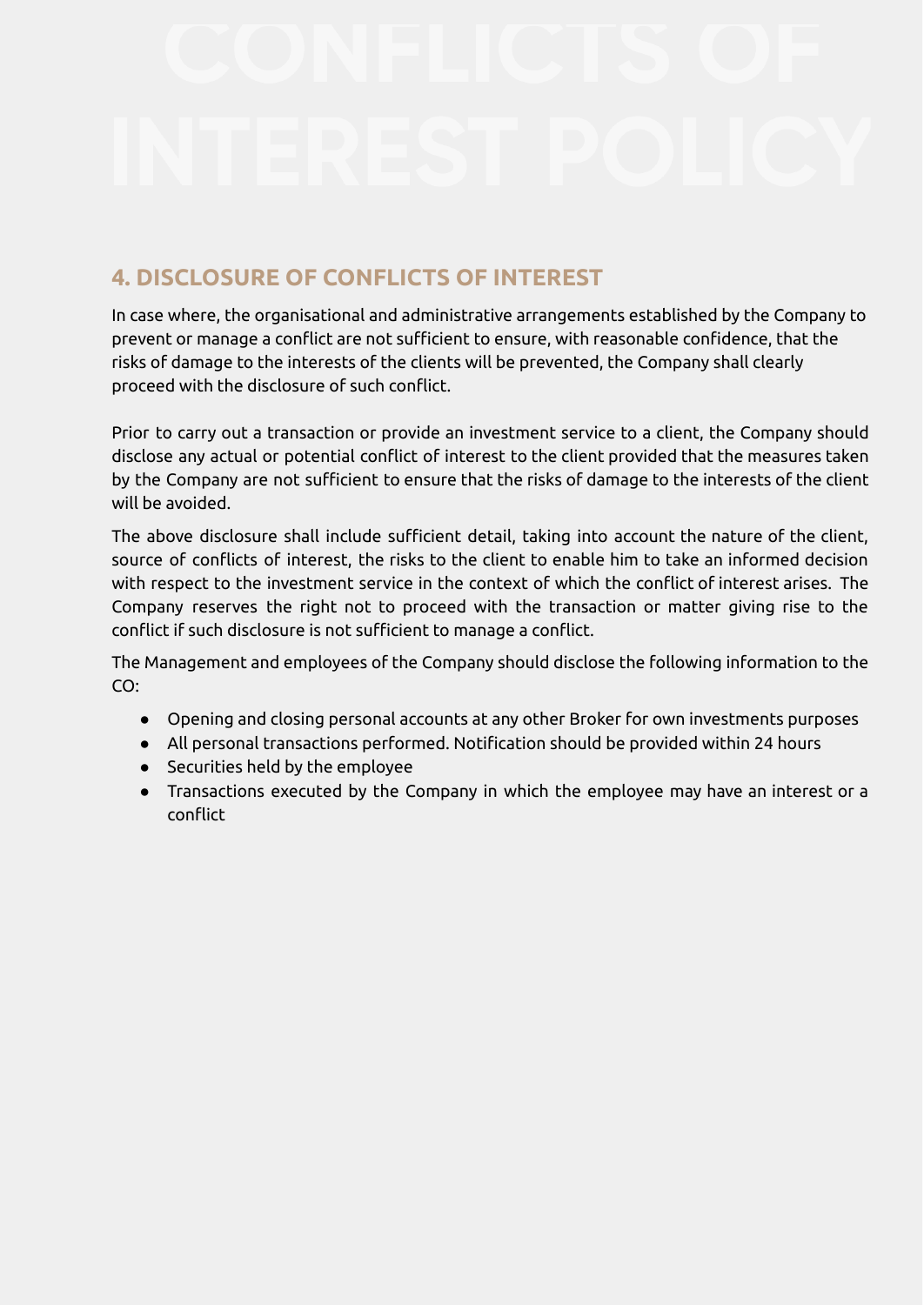## 4. DISCLOSURE OF CONFLICTS OF INTEREST

In case where, the organisational and administrative arrangements established by the Company to prevent or manage a conflict are not sufficient to ensure, with reasonable confidence, that the risks of damage to the interests of the clients will be prevented, the Company shall clearly proceed with the disclosure of such conflict.

Prior to carry out a transaction or provide an investment service to a client, the Company should disclose any actual or potential conflict of interest to the client provided that the measures taken by the Company are not sufficient to ensure that the risks of damage to the interests of the client will be avoided.

The above disclosure shall include sufficient detail, taking into account the nature of the client, source of conflicts of interest, the risks to the client to enable him to take an informed decision with respect to the investment service in the context of which the conflict of interest arises. The Company reserves the right not to proceed with the transaction or matter giving rise to the conflict if such disclosure is not sufficient to manage a conflict.

The Management and employees of the Company should disclose the following information to the CO:

- Opening and closing personal accounts at any other Broker for own investments purposes
- All personal transactions performed. Notification should be provided within 24 hours
- Securities held by the employee
- Transactions executed by the Company in which the employee may have an interest or a conflict